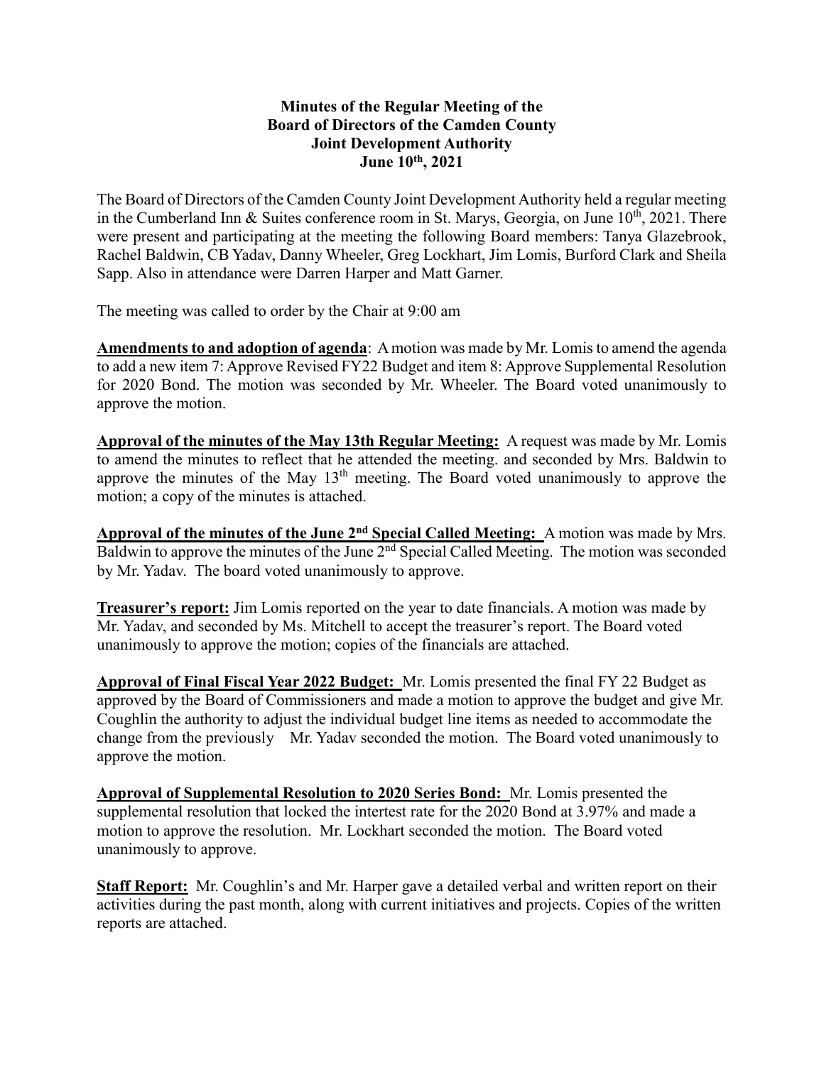**Minutes of the Regular Meeting of the**
**Board of Directors of the Camden County**
**Joint Development Authority**
**June 10th, 2021**

The Board of Directors of the Camden County Joint Development Authority held a regular meeting in the Cumberland Inn & Suites conference room in St. Marys, Georgia, on June 10th, 2021. There were present and participating at the meeting the following Board members: Tanya Glazebrook, Rachel Baldwin, CB Yadav, Danny Wheeler, Greg Lockhart, Jim Lomis, Burford Clark and Sheila Sapp. Also in attendance were Darren Harper and Matt Garner.

The meeting was called to order by the Chair at 9:00 am

**Amendments to and adoption of agenda**: A motion was made by Mr. Lomis to amend the agenda to add a new item 7: Approve Revised FY22 Budget and item 8: Approve Supplemental Resolution for 2020 Bond. The motion was seconded by Mr. Wheeler. The Board voted unanimously to approve the motion.

**Approval of the minutes of the May 13th Regular Meeting:** A request was made by Mr. Lomis to amend the minutes to reflect that he attended the meeting. and seconded by Mrs. Baldwin to approve the minutes of the May 13th meeting. The Board voted unanimously to approve the motion; a copy of the minutes is attached.

**Approval of the minutes of the June 2nd Special Called Meeting:** A motion was made by Mrs. Baldwin to approve the minutes of the June 2nd Special Called Meeting. The motion was seconded by Mr. Yadav. The board voted unanimously to approve.

**Treasurer's report:** Jim Lomis reported on the year to date financials. A motion was made by Mr. Yadav, and seconded by Ms. Mitchell to accept the treasurer's report. The Board voted unanimously to approve the motion; copies of the financials are attached.

**Approval of Final Fiscal Year 2022 Budget:** Mr. Lomis presented the final FY 22 Budget as approved by the Board of Commissioners and made a motion to approve the budget and give Mr. Coughlin the authority to adjust the individual budget line items as needed to accommodate the change from the previously Mr. Yadav seconded the motion. The Board voted unanimously to approve the motion.

**Approval of Supplemental Resolution to 2020 Series Bond:** Mr. Lomis presented the supplemental resolution that locked the intertest rate for the 2020 Bond at 3.97% and made a motion to approve the resolution. Mr. Lockhart seconded the motion. The Board voted unanimously to approve.

**Staff Report:** Mr. Coughlin's and Mr. Harper gave a detailed verbal and written report on their activities during the past month, along with current initiatives and projects. Copies of the written reports are attached.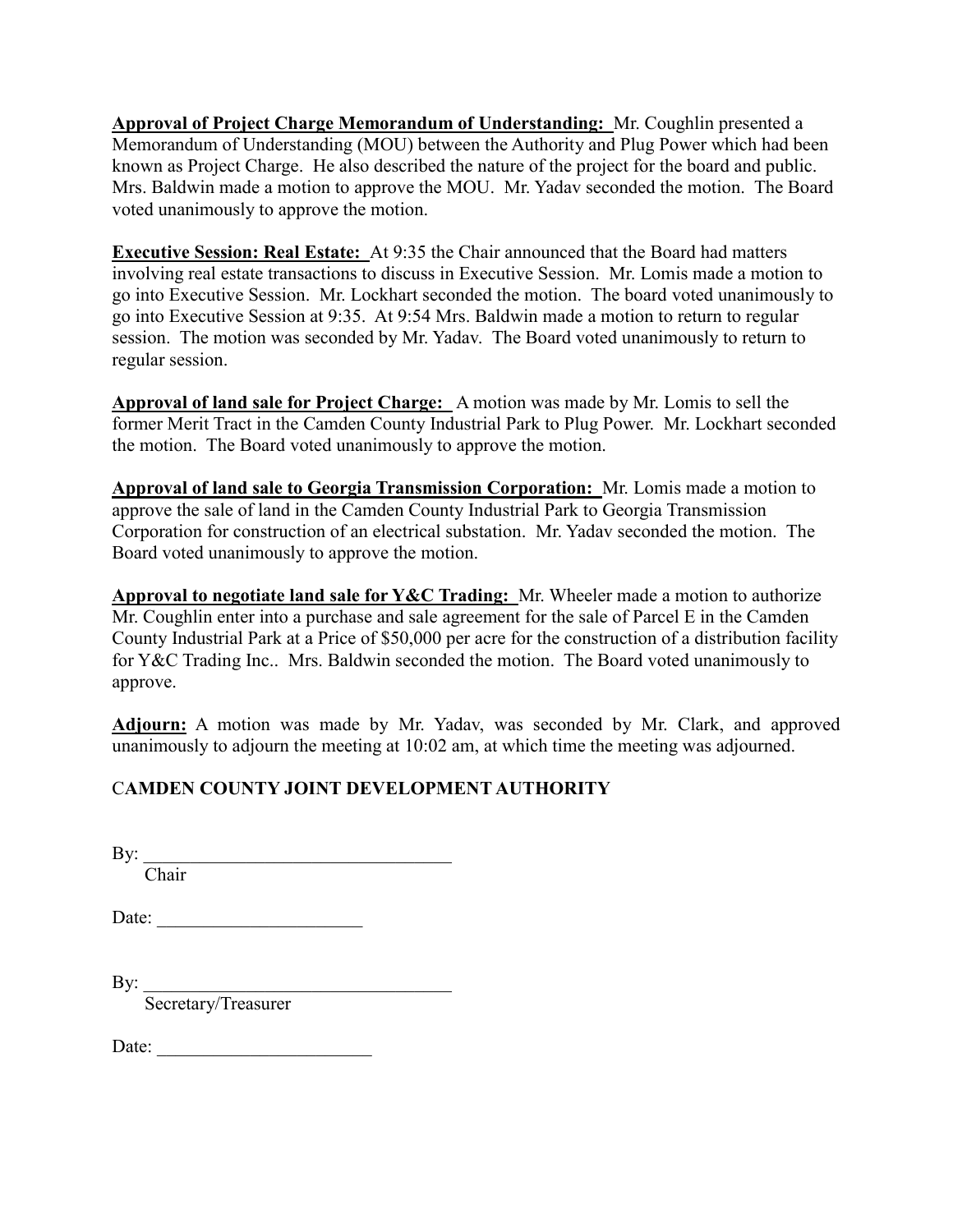**Approval of Project Charge Memorandum of Understanding:** Mr. Coughlin presented a Memorandum of Understanding (MOU) between the Authority and Plug Power which had been known as Project Charge. He also described the nature of the project for the board and public. Mrs. Baldwin made a motion to approve the MOU. Mr. Yadav seconded the motion. The Board voted unanimously to approve the motion.

**Executive Session: Real Estate:** At 9:35 the Chair announced that the Board had matters involving real estate transactions to discuss in Executive Session. Mr. Lomis made a motion to go into Executive Session. Mr. Lockhart seconded the motion. The board voted unanimously to go into Executive Session at 9:35. At 9:54 Mrs. Baldwin made a motion to return to regular session. The motion was seconded by Mr. Yadav. The Board voted unanimously to return to regular session.

**Approval of land sale for Project Charge:** A motion was made by Mr. Lomis to sell the former Merit Tract in the Camden County Industrial Park to Plug Power. Mr. Lockhart seconded the motion. The Board voted unanimously to approve the motion.

**Approval of land sale to Georgia Transmission Corporation:** Mr. Lomis made a motion to approve the sale of land in the Camden County Industrial Park to Georgia Transmission Corporation for construction of an electrical substation. Mr. Yadav seconded the motion. The Board voted unanimously to approve the motion.

**Approval to negotiate land sale for Y&C Trading:** Mr. Wheeler made a motion to authorize Mr. Coughlin enter into a purchase and sale agreement for the sale of Parcel E in the Camden County Industrial Park at a Price of $50,000 per acre for the construction of a distribution facility for Y&C Trading Inc.. Mrs. Baldwin seconded the motion. The Board voted unanimously to approve.

**Adjourn:** A motion was made by Mr. Yadav, was seconded by Mr. Clark, and approved unanimously to adjourn the meeting at 10:02 am, at which time the meeting was adjourned.

C**AMDEN COUNTY JOINT DEVELOPMENT AUTHORITY**

By: _________________________________
Chair

Date: ______________________

By: _________________________________
Secretary/Treasurer

Date: _______________________